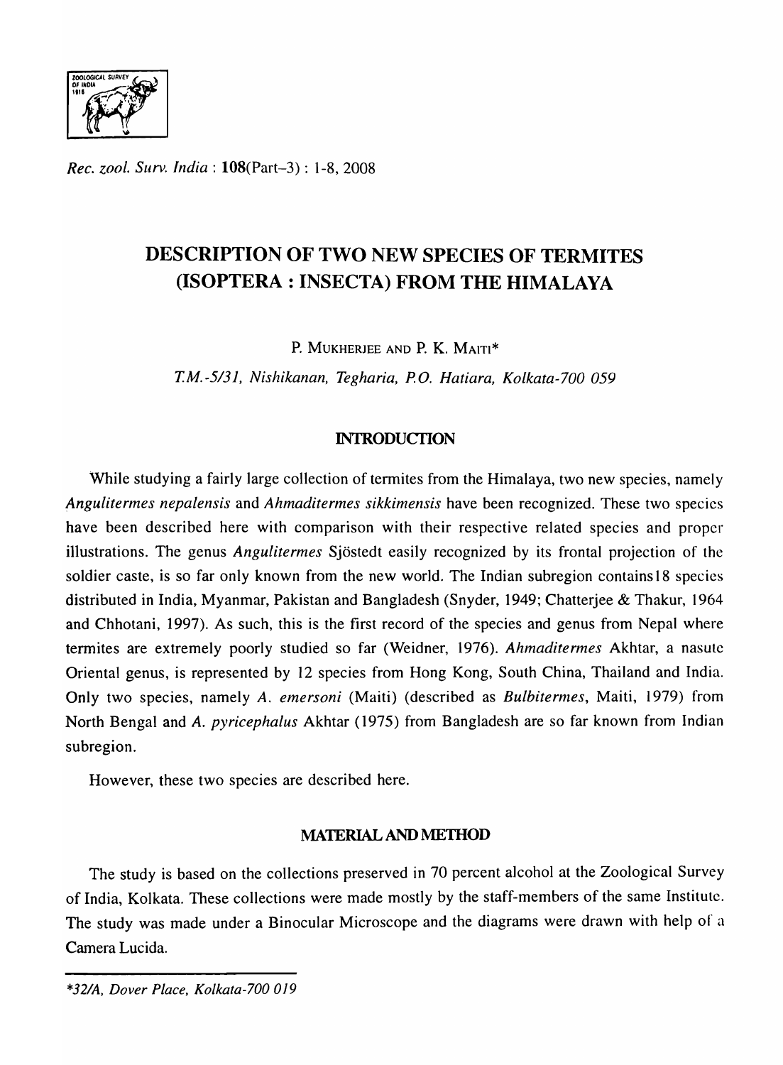# DESCRIPTION OF TWO NEW SPECIES OF TERMITES (ISOPTERA : INSECTA) FROM THE HIMALAYA

P. MUKHERJEE AND P. K. MAITI*

*T.M.-5/31, Nishikanan, Tegharia, P.O. Hatiara, Kolkata-700 059*

## INTRODUCTION

While studying a fairly large collection of termites from the Himalaya, two new species, namely *Angulitermes nepalensis* and *Ahmaditermes sikkimensis* have been recognized. These two species have been described here with comparison with their respective related species and proper illustrations. The genus *Angulitermes* Sjöstedt easily recognized by its frontal projection of the soldier caste, is so far only known from the new world. The Indian subregion contains18 species distributed in India, Myanmar, Pakistan and Bangladesh (Snyder, 1949; Chatterjee & Thakur, 1964 and Chhotani, 1997). As such, this is the first record of the species and genus from Nepal where termites are extremely poorly studied so far (Weidner, 1976). *Ahmaditermes* Akhtar, a nasute Oriental genus, is represented by 12 species from Hong Kong, South China, Thailand and India. Only two species, namely *A. emersoni* (Maiti) (described as *Bulbitermes*, Maiti, 1979) from North Bengal and *A. pyricephalus* Akhtar (1975) from Bangladesh are so far known from Indian subregion.

However, these two species are described here.

## MATERIAL AND METHOD

The study is based on the collections preserved in 70 percent alcohol at the Zoological Survey of India, Kolkata. These collections were made mostly by the staff-members of the same Institute. The study was made under a Binocular Microscope and the diagrams were drawn with help of a Camera Lucida.

---

**32/A, Dover Place, Kolkata-700 019*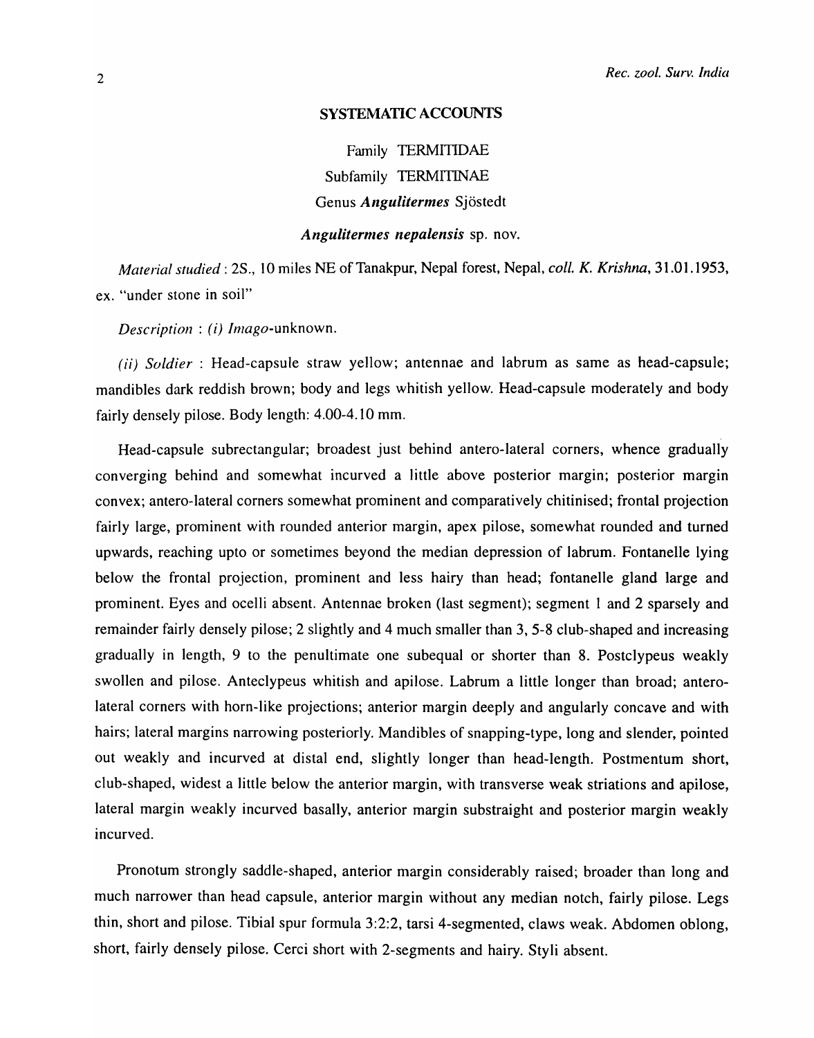## SYSTEMATIC ACCOUNTS

Family TERMITIDAE

Subfamily TERMITINAE

Genus ***Angulitermes*** Sjöstedt

### *Angulitermes nepalensis* sp. nov.

*Material studied* : 2S., 10 miles NE of Tanakpur, Nepal forest, Nepal, *coll. K. Krishna*, 31.01.1953, ex. "under stone in soil"

*Description* : *(i) Imago*-unknown.

*(ii) Soldier* : Head-capsule straw yellow; antennae and labrum as same as head-capsule; mandibles dark reddish brown; body and legs whitish yellow. Head-capsule moderately and body fairly densely pilose. Body length: 4.00-4.10 mm.

Head-capsule subrectangular; broadest just behind antero-lateral corners, whence gradually converging behind and somewhat incurved a little above posterior margin; posterior margin convex; antero-lateral corners somewhat prominent and comparatively chitinised; frontal projection fairly large, prominent with rounded anterior margin, apex pilose, somewhat rounded and turned upwards, reaching upto or sometimes beyond the median depression of labrum. Fontanelle lying below the frontal projection, prominent and less hairy than head; fontanelle gland large and prominent. Eyes and ocelli absent. Antennae broken (last segment); segment 1 and 2 sparsely and remainder fairly densely pilose; 2 slightly and 4 much smaller than 3, 5-8 club-shaped and increasing gradually in length, 9 to the penultimate one subequal or shorter than 8. Postclypeus weakly swollen and pilose. Anteclypeus whitish and apilose. Labrum a little longer than broad; antero-lateral corners with horn-like projections; anterior margin deeply and angularly concave and with hairs; lateral margins narrowing posteriorly. Mandibles of snapping-type, long and slender, pointed out weakly and incurved at distal end, slightly longer than head-length. Postmentum short, club-shaped, widest a little below the anterior margin, with transverse weak striations and apilose, lateral margin weakly incurved basally, anterior margin substraight and posterior margin weakly incurved.

Pronotum strongly saddle-shaped, anterior margin considerably raised; broader than long and much narrower than head capsule, anterior margin without any median notch, fairly pilose. Legs thin, short and pilose. Tibial spur formula 3:2:2, tarsi 4-segmented, claws weak. Abdomen oblong, short, fairly densely pilose. Cerci short with 2-segments and hairy. Styli absent.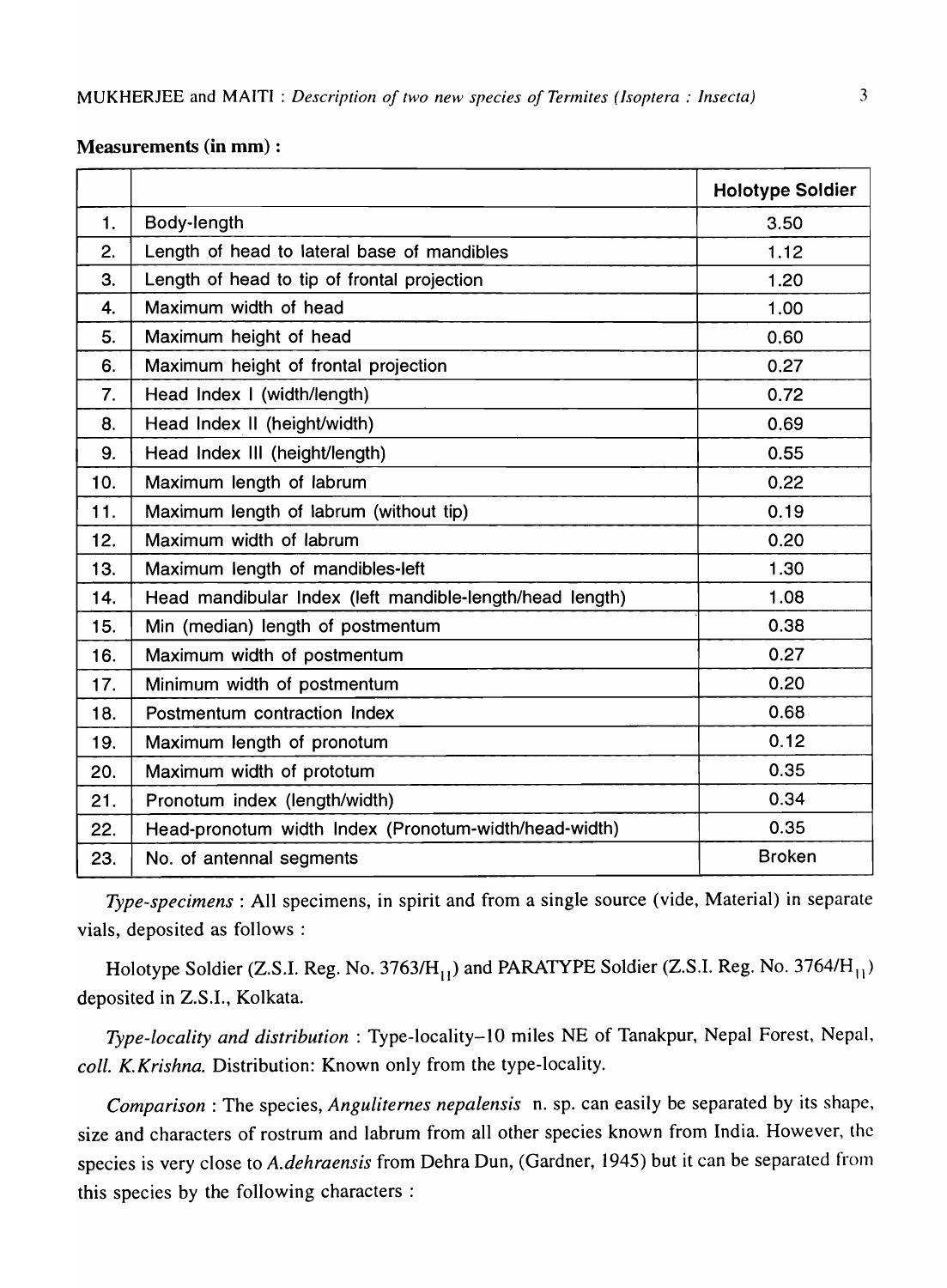**Measurements (in mm) :**

| | | Holotype Soldier |
|---|---|---|
| 1. | Body-length | 3.50 |
| 2. | Length of head to lateral base of mandibles | 1.12 |
| 3. | Length of head to tip of frontal projection | 1.20 |
| 4. | Maximum width of head | 1.00 |
| 5. | Maximum height of head | 0.60 |
| 6. | Maximum height of frontal projection | 0.27 |
| 7. | Head Index I (width/length) | 0.72 |
| 8. | Head Index II (height/width) | 0.69 |
| 9. | Head Index III (height/length) | 0.55 |
| 10. | Maximum length of labrum | 0.22 |
| 11. | Maximum length of labrum (without tip) | 0.19 |
| 12. | Maximum width of labrum | 0.20 |
| 13. | Maximum length of mandibles-left | 1.30 |
| 14. | Head mandibular Index (left mandible-length/head length) | 1.08 |
| 15. | Min (median) length of postmentum | 0.38 |
| 16. | Maximum width of postmentum | 0.27 |
| 17. | Minimum width of postmentum | 0.20 |
| 18. | Postmentum contraction Index | 0.68 |
| 19. | Maximum length of pronotum | 0.12 |
| 20. | Maximum width of prototum | 0.35 |
| 21. | Pronotum index (length/width) | 0.34 |
| 22. | Head-pronotum width Index (Pronotum-width/head-width) | 0.35 |
| 23. | No. of antennal segments | Broken |

*Type-specimens* : All specimens, in spirit and from a single source (vide, Material) in separate vials, deposited as follows :

Holotype Soldier (Z.S.I. Reg. No. 3763/$H_{11}$) and PARATYPE Soldier (Z.S.I. Reg. No. 3764/$H_{11}$) deposited in Z.S.I., Kolkata.

*Type-locality and distribution* : Type-locality–10 miles NE of Tanakpur, Nepal Forest, Nepal, *coll. K.Krishna.* Distribution: Known only from the type-locality.

*Comparison* : The species, *Anguliternes nepalensis* n. sp. can easily be separated by its shape, size and characters of rostrum and labrum from all other species known from India. However, the species is very close to *A.dehraensis* from Dehra Dun, (Gardner, 1945) but it can be separated from this species by the following characters :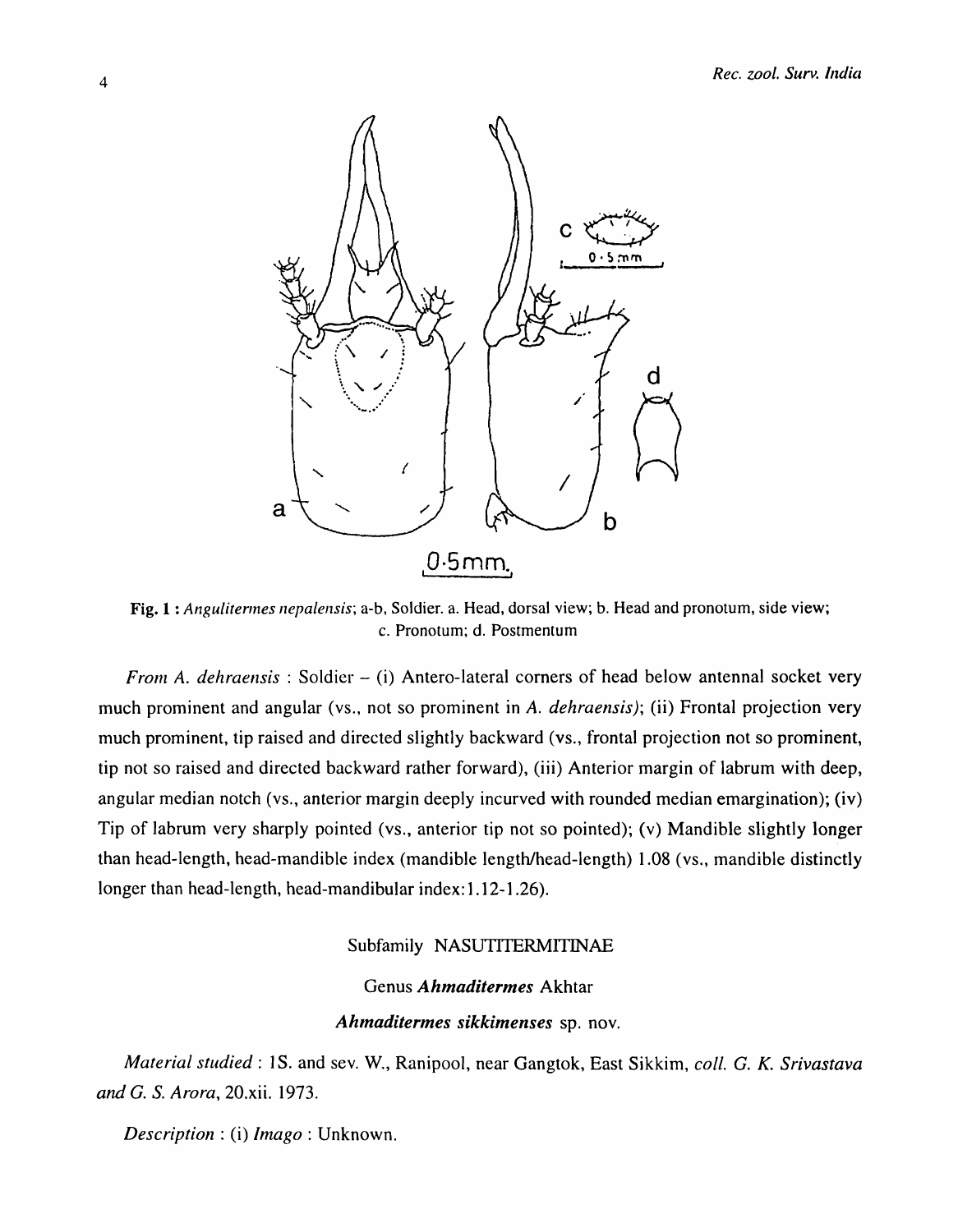**Fig. 1 :** *Angulitermes nepalensis*; a-b, Soldier. a. Head, dorsal view; b. Head and pronotum, side view; c. Pronotum; d. Postmentum

*From A. dehraensis* : Soldier – (i) Antero-lateral corners of head below antennal socket very much prominent and angular (vs., not so prominent in *A. dehraensis)*; (ii) Frontal projection very much prominent, tip raised and directed slightly backward (vs., frontal projection not so prominent, tip not so raised and directed backward rather forward), (iii) Anterior margin of labrum with deep, angular median notch (vs., anterior margin deeply incurved with rounded median emargination); (iv) Tip of labrum very sharply pointed (vs., anterior tip not so pointed); (v) Mandible slightly longer than head-length, head-mandible index (mandible length/head-length) 1.08 (vs., mandible distinctly longer than head-length, head-mandibular index: 1.12-1.26).

Subfamily NASUTITERMITINAE

Genus *Ahmaditermes* Akhtar

***Ahmaditermes sikkimenses*** **sp. nov.**

*Material studied* : 1S. and sev. W., Ranipool, near Gangtok, East Sikkim, *coll. G. K. Srivastava and G. S. Arora*, 20.xii. 1973.

*Description* : (i) *Imago* : Unknown.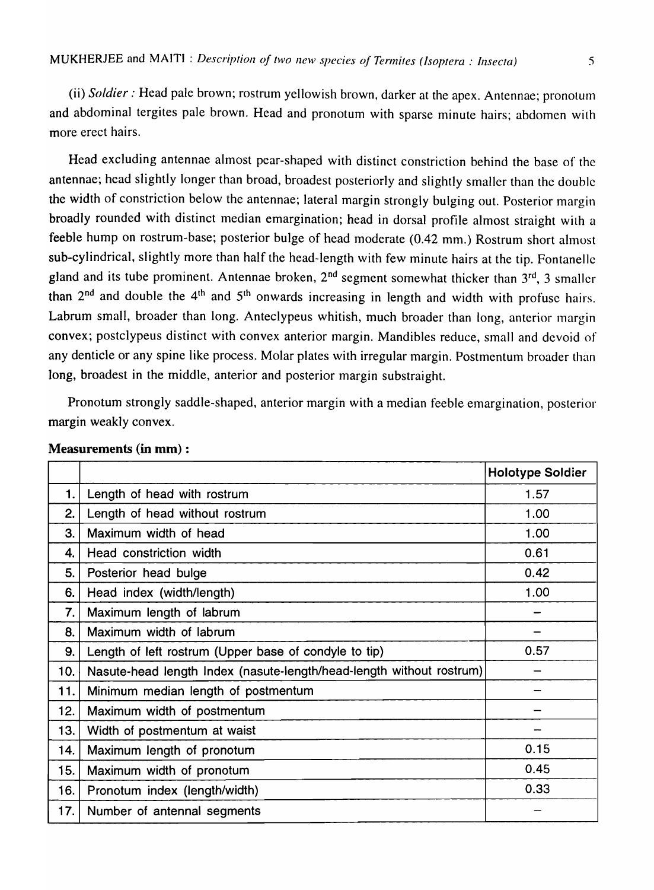(ii) *Soldier :* Head pale brown; rostrum yellowish brown, darker at the apex. Antennae; pronotum and abdominal tergites pale brown. Head and pronotum with sparse minute hairs; abdomen with more erect hairs.

Head excluding antennae almost pear-shaped with distinct constriction behind the base of the antennae; head slightly longer than broad, broadest posteriorly and slightly smaller than the double the width of constriction below the antennae; lateral margin strongly bulging out. Posterior margin broadly rounded with distinct median emargination; head in dorsal profile almost straight with a feeble hump on rostrum-base; posterior bulge of head moderate (0.42 mm.) Rostrum short almost sub-cylindrical, slightly more than half the head-length with few minute hairs at the tip. Fontanelle gland and its tube prominent. Antennae broken, 2nd segment somewhat thicker than 3rd, 3 smaller than 2nd and double the 4th and 5th onwards increasing in length and width with profuse hairs. Labrum small, broader than long. Anteclypeus whitish, much broader than long, anterior margin convex; postclypeus distinct with convex anterior margin. Mandibles reduce, small and devoid of any denticle or any spine like process. Molar plates with irregular margin. Postmentum broader than long, broadest in the middle, anterior and posterior margin substraight.

Pronotum strongly saddle-shaped, anterior margin with a median feeble emargination, posterior margin weakly convex.

**Measurements (in mm) :**

| | | Holotype Soldier |
|---|---|---|
| 1. | Length of head with rostrum | 1.57 |
| 2. | Length of head without rostrum | 1.00 |
| 3. | Maximum width of head | 1.00 |
| 4. | Head constriction width | 0.61 |
| 5. | Posterior head bulge | 0.42 |
| 6. | Head index (width/length) | 1.00 |
| 7. | Maximum length of labrum | – |
| 8. | Maximum width of labrum | – |
| 9. | Length of left rostrum (Upper base of condyle to tip) | 0.57 |
| 10. | Nasute-head length Index (nasute-length/head-length without rostrum) | – |
| 11. | Minimum median length of postmentum | – |
| 12. | Maximum width of postmentum | – |
| 13. | Width of postmentum at waist | – |
| 14. | Maximum length of pronotum | 0.15 |
| 15. | Maximum width of pronotum | 0.45 |
| 16. | Pronotum index (length/width) | 0.33 |
| 17. | Number of antennal segments | – |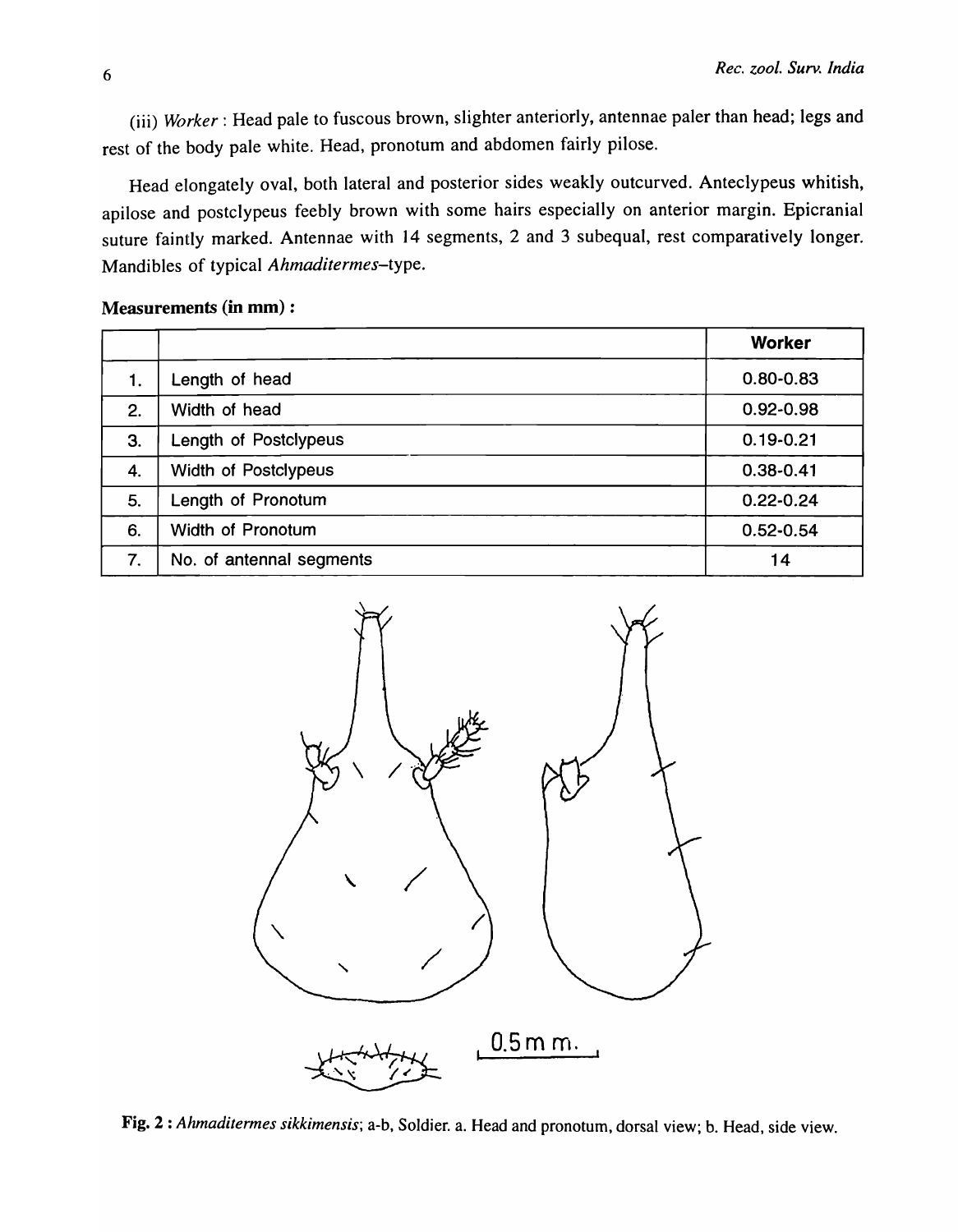(iii) *Worker* : Head pale to fuscous brown, slighter anteriorly, antennae paler than head; legs and rest of the body pale white. Head, pronotum and abdomen fairly pilose.

Head elongately oval, both lateral and posterior sides weakly outcurved. Anteclypeus whitish, apilose and postclypeus feebly brown with some hairs especially on anterior margin. Epicranial suture faintly marked. Antennae with 14 segments, 2 and 3 subequal, rest comparatively longer. Mandibles of typical *Ahmaditermes*–type.

**Measurements (in mm) :**

| | | Worker |
|---|---|---|
| 1. | Length of head | 0.80-0.83 |
| 2. | Width of head | 0.92-0.98 |
| 3. | Length of Postclypeus | 0.19-0.21 |
| 4. | Width of Postclypeus | 0.38-0.41 |
| 5. | Length of Pronotum | 0.22-0.24 |
| 6. | Width of Pronotum | 0.52-0.54 |
| 7. | No. of antennal segments | 14 |

0.5 mm.

**Fig. 2 :** *Ahmaditermes sikkimensis*; a-b, Soldier. a. Head and pronotum, dorsal view; b. Head, side view.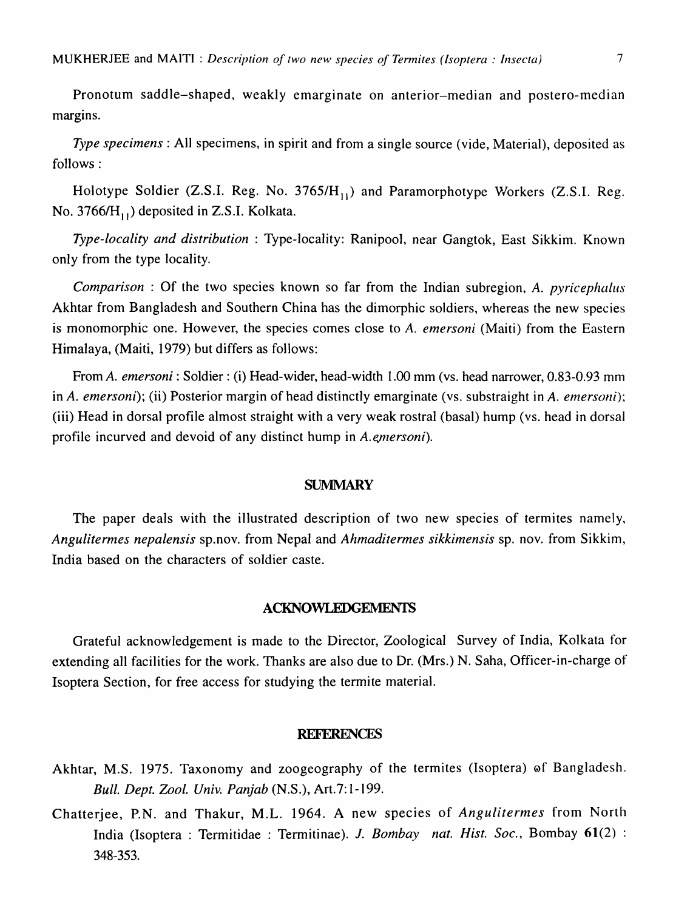Pronotum saddle–shaped, weakly emarginate on anterior–median and postero-median margins.

*Type specimens* : All specimens, in spirit and from a single source (vide, Material), deposited as follows :

Holotype Soldier (Z.S.I. Reg. No. 3765/$H_{11}$) and Paramorphotype Workers (Z.S.I. Reg. No. 3766/$H_{11}$) deposited in Z.S.I. Kolkata.

*Type-locality and distribution* : Type-locality: Ranipool, near Gangtok, East Sikkim. Known only from the type locality.

*Comparison* : Of the two species known so far from the Indian subregion, *A. pyricephalus* Akhtar from Bangladesh and Southern China has the dimorphic soldiers, whereas the new species is monomorphic one. However, the species comes close to *A. emersoni* (Maiti) from the Eastern Himalaya, (Maiti, 1979) but differs as follows:

From *A. emersoni* : Soldier : (i) Head-wider, head-width 1.00 mm (vs. head narrower, 0.83-0.93 mm in *A. emersoni*); (ii) Posterior margin of head distinctly emarginate (vs. substraight in *A. emersoni*); (iii) Head in dorsal profile almost straight with a very weak rostral (basal) hump (vs. head in dorsal profile incurved and devoid of any distinct hump in *A. emersoni*).

## SUMMARY

The paper deals with the illustrated description of two new species of termites namely, *Angulitermes nepalensis* sp.nov. from Nepal and *Ahmaditermes sikkimensis* sp. nov. from Sikkim, India based on the characters of soldier caste.

## ACKNOWLEDGEMENTS

Grateful acknowledgement is made to the Director, Zoological Survey of India, Kolkata for extending all facilities for the work. Thanks are also due to Dr. (Mrs.) N. Saha, Officer-in-charge of Isoptera Section, for free access for studying the termite material.

## REFERENCES

Akhtar, M.S. 1975. Taxonomy and zoogeography of the termites (Isoptera) of Bangladesh. *Bull. Dept. Zool. Univ. Panjab* (N.S.), Art.7:1-199.

Chatterjee, P.N. and Thakur, M.L. 1964. A new species of *Angulitermes* from North India (Isoptera : Termitidae : Termitinae). *J. Bombay nat. Hist. Soc.*, Bombay **61**(2) : 348-353.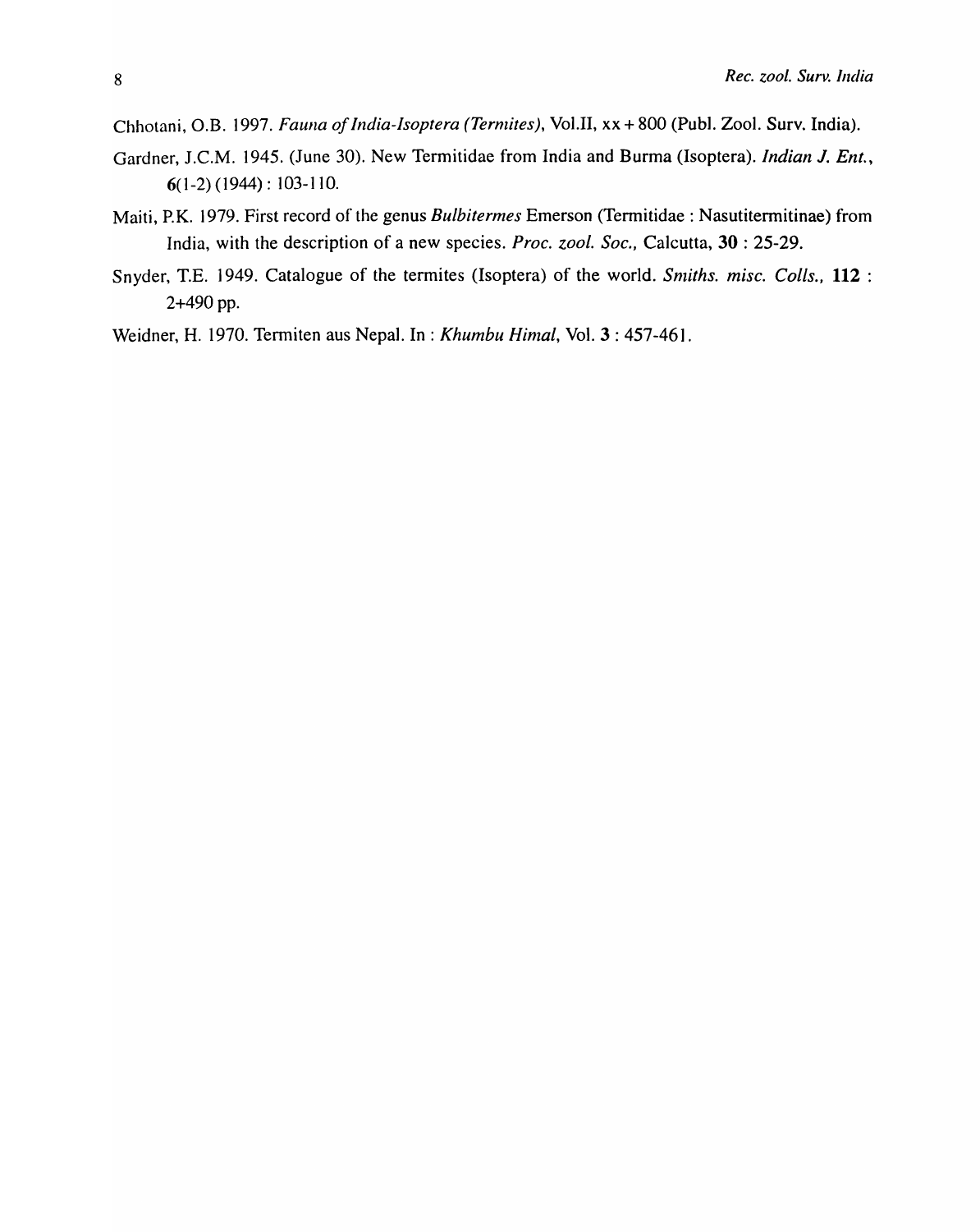Chhotani, O.B. 1997. *Fauna of India-Isoptera (Termites)*, Vol.II, xx + 800 (Publ. Zool. Surv. India).

Gardner, J.C.M. 1945. (June 30). New Termitidae from India and Burma (Isoptera). *Indian J. Ent.*, **6**(1-2) (1944) : 103-110.

Maiti, P.K. 1979. First record of the genus *Bulbitermes* Emerson (Termitidae : Nasutitermitinae) from India, with the description of a new species. *Proc. zool. Soc.*, Calcutta, **30** : 25-29.

Snyder, T.E. 1949. Catalogue of the termites (Isoptera) of the world. *Smiths. misc. Colls.*, **112** : 2+490 pp.

Weidner, H. 1970. Termiten aus Nepal. In : *Khumbu Himal*, Vol. **3** : 457-461.